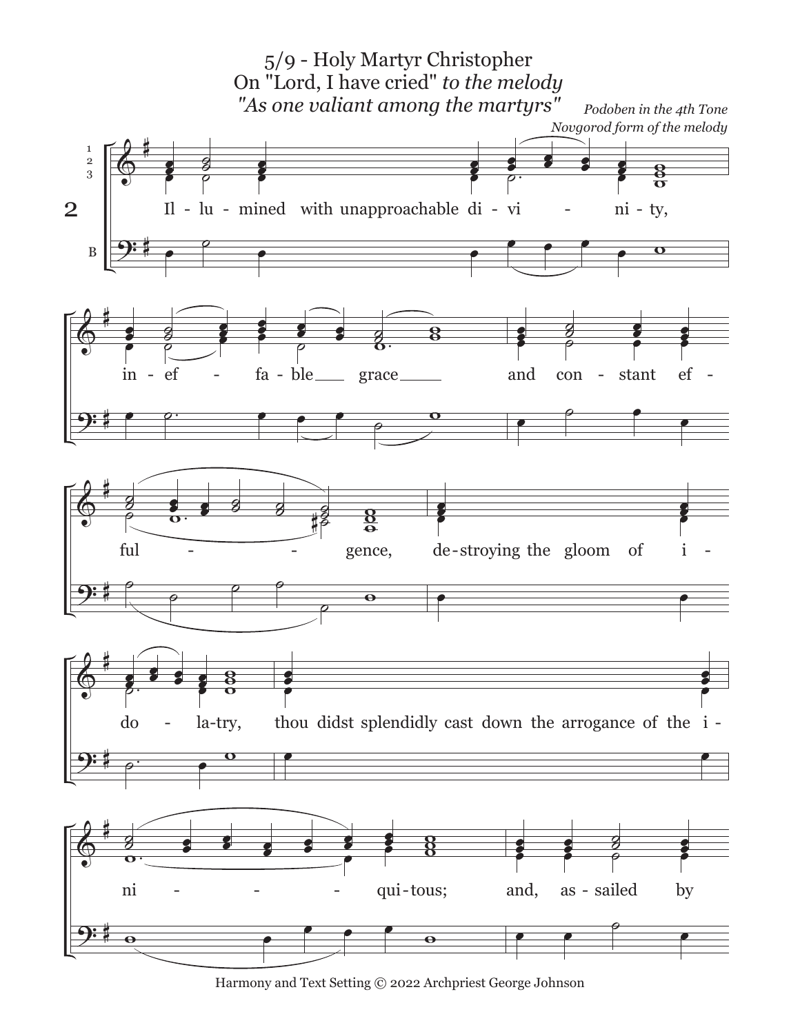# 5/9 - Holy Martyr Christopher

On "Lord, I have cried" *to the melody*

*"As one valiant among the martyrs"*

*Podoben in the 4th Tone*

*Novgorod form of the melody*

2

Il - lu - mined with unapproachable di - vi - ni - ty,

in - ef - fa - ble grace and con - stant ef -

ful - gence, de - stroying the gloom of i -

do - la-try, thou didst splendidly cast down the arrogance of the i -

ni - qui - tous; and, as - sailed by

Harmony and Text Setting © 2022 Archpriest George Johnson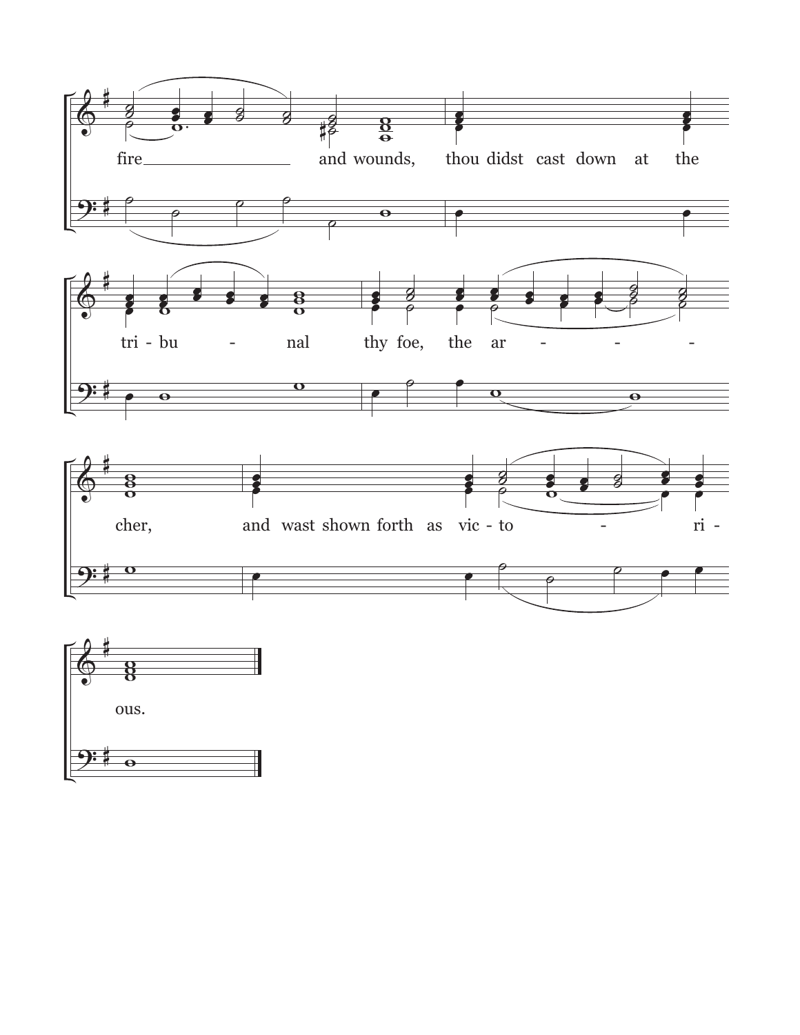fire and wounds, thou didst cast down at the

tri - bu - nal thy foe, the ar - - - -

cher, and wast shown forth as vic - to - ri -

ous.